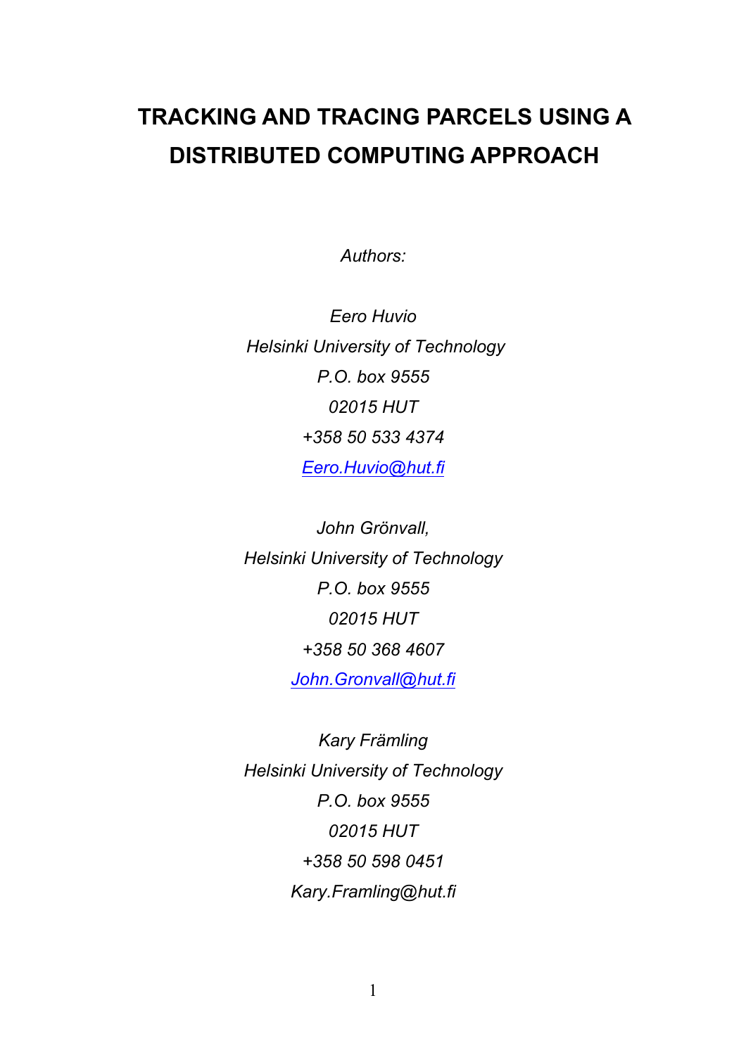# TRACKING AND TRACING PARCELS USING A DISTRIBUTED COMPUTING APPROACH

*Authors:*

*Eero Huvio*
*Helsinki University of Technology*
*P.O. box 9555*
*02015 HUT*
*+358 50 533 4374*
*Eero.Huvio@hut.fi*

*John Grönvall,*
*Helsinki University of Technology*
*P.O. box 9555*
*02015 HUT*
*+358 50 368 4607*
*John.Gronvall@hut.fi*

*Kary Främling*
*Helsinki University of Technology*
*P.O. box 9555*
*02015 HUT*
*+358 50 598 0451*
*Kary.Framling@hut.fi*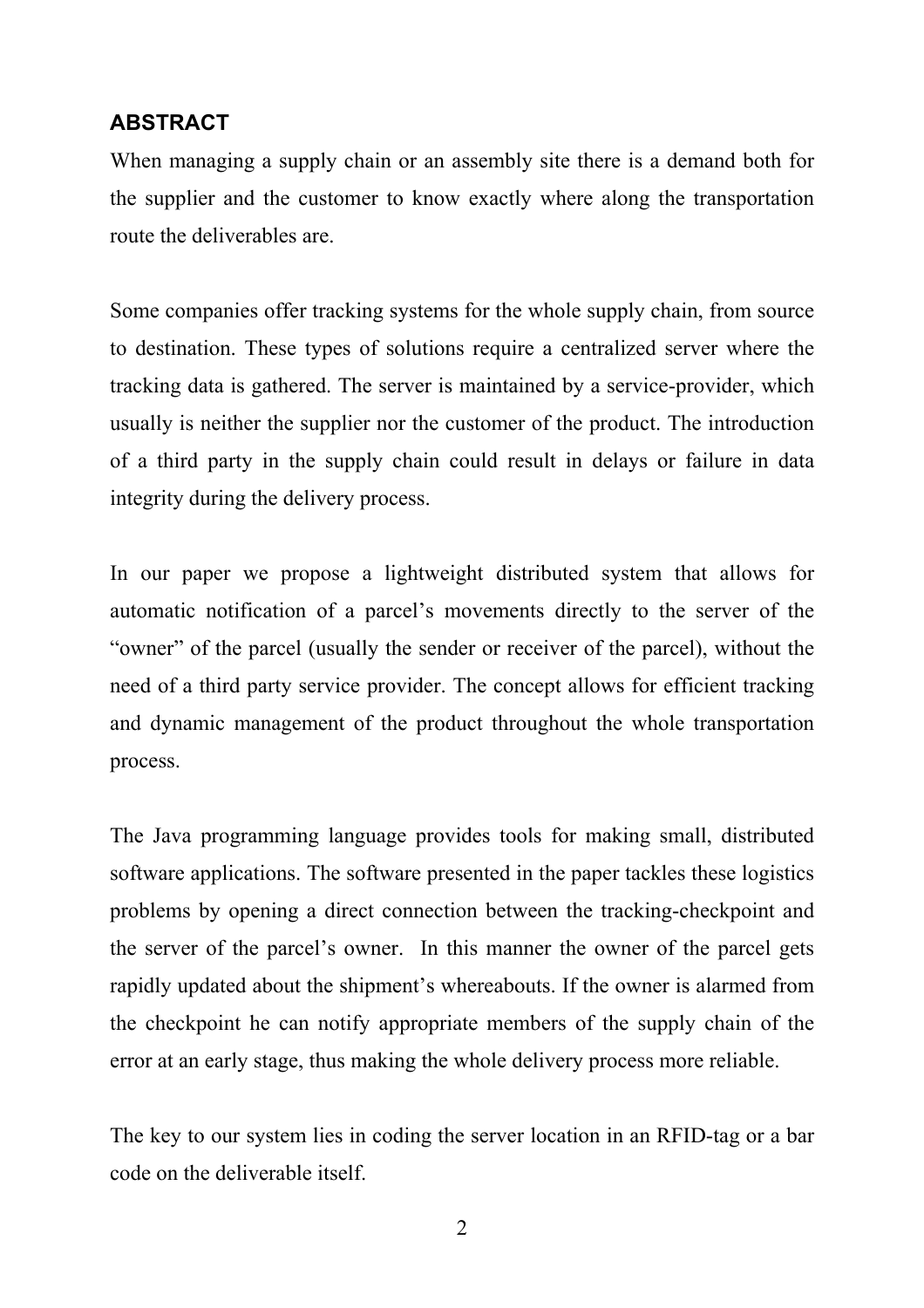## ABSTRACT

When managing a supply chain or an assembly site there is a demand both for the supplier and the customer to know exactly where along the transportation route the deliverables are.

Some companies offer tracking systems for the whole supply chain, from source to destination. These types of solutions require a centralized server where the tracking data is gathered. The server is maintained by a service-provider, which usually is neither the supplier nor the customer of the product. The introduction of a third party in the supply chain could result in delays or failure in data integrity during the delivery process.

In our paper we propose a lightweight distributed system that allows for automatic notification of a parcel's movements directly to the server of the "owner" of the parcel (usually the sender or receiver of the parcel), without the need of a third party service provider. The concept allows for efficient tracking and dynamic management of the product throughout the whole transportation process.

The Java programming language provides tools for making small, distributed software applications. The software presented in the paper tackles these logistics problems by opening a direct connection between the tracking-checkpoint and the server of the parcel's owner.  In this manner the owner of the parcel gets rapidly updated about the shipment's whereabouts. If the owner is alarmed from the checkpoint he can notify appropriate members of the supply chain of the error at an early stage, thus making the whole delivery process more reliable.

The key to our system lies in coding the server location in an RFID-tag or a bar code on the deliverable itself.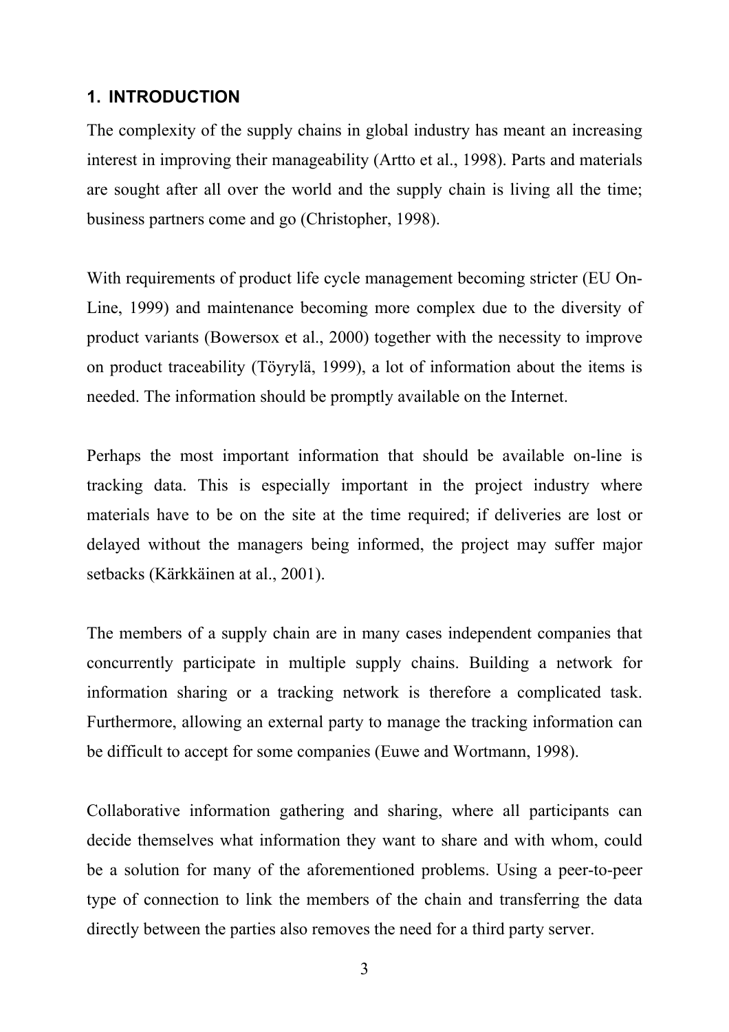# 1. INTRODUCTION

The complexity of the supply chains in global industry has meant an increasing interest in improving their manageability (Artto et al., 1998). Parts and materials are sought after all over the world and the supply chain is living all the time; business partners come and go (Christopher, 1998).

With requirements of product life cycle management becoming stricter (EU On-Line, 1999) and maintenance becoming more complex due to the diversity of product variants (Bowersox et al., 2000) together with the necessity to improve on product traceability (Töyrylä, 1999), a lot of information about the items is needed. The information should be promptly available on the Internet.

Perhaps the most important information that should be available on-line is tracking data. This is especially important in the project industry where materials have to be on the site at the time required; if deliveries are lost or delayed without the managers being informed, the project may suffer major setbacks (Kärkkäinen at al., 2001).

The members of a supply chain are in many cases independent companies that concurrently participate in multiple supply chains. Building a network for information sharing or a tracking network is therefore a complicated task. Furthermore, allowing an external party to manage the tracking information can be difficult to accept for some companies (Euwe and Wortmann, 1998).

Collaborative information gathering and sharing, where all participants can decide themselves what information they want to share and with whom, could be a solution for many of the aforementioned problems. Using a peer-to-peer type of connection to link the members of the chain and transferring the data directly between the parties also removes the need for a third party server.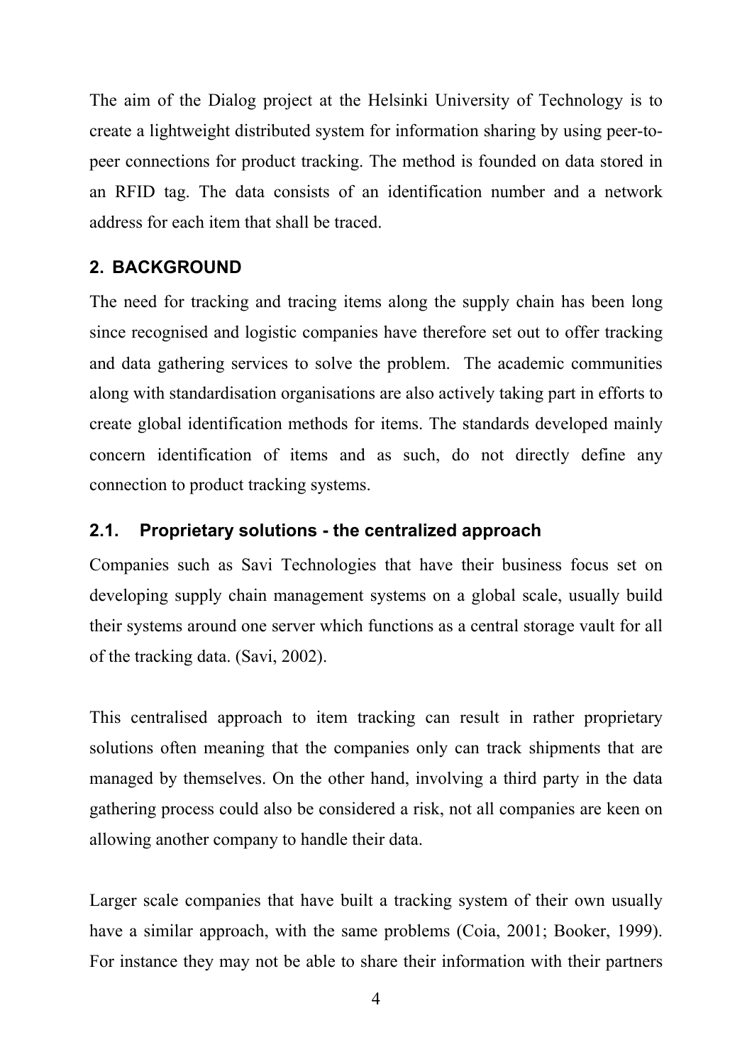The aim of the Dialog project at the Helsinki University of Technology is to create a lightweight distributed system for information sharing by using peer-to-peer connections for product tracking. The method is founded on data stored in an RFID tag. The data consists of an identification number and a network address for each item that shall be traced.

## 2. BACKGROUND

The need for tracking and tracing items along the supply chain has been long since recognised and logistic companies have therefore set out to offer tracking and data gathering services to solve the problem. The academic communities along with standardisation organisations are also actively taking part in efforts to create global identification methods for items. The standards developed mainly concern identification of items and as such, do not directly define any connection to product tracking systems.

### 2.1. Proprietary solutions - the centralized approach

Companies such as Savi Technologies that have their business focus set on developing supply chain management systems on a global scale, usually build their systems around one server which functions as a central storage vault for all of the tracking data. (Savi, 2002).

This centralised approach to item tracking can result in rather proprietary solutions often meaning that the companies only can track shipments that are managed by themselves. On the other hand, involving a third party in the data gathering process could also be considered a risk, not all companies are keen on allowing another company to handle their data.

Larger scale companies that have built a tracking system of their own usually have a similar approach, with the same problems (Coia, 2001; Booker, 1999). For instance they may not be able to share their information with their partners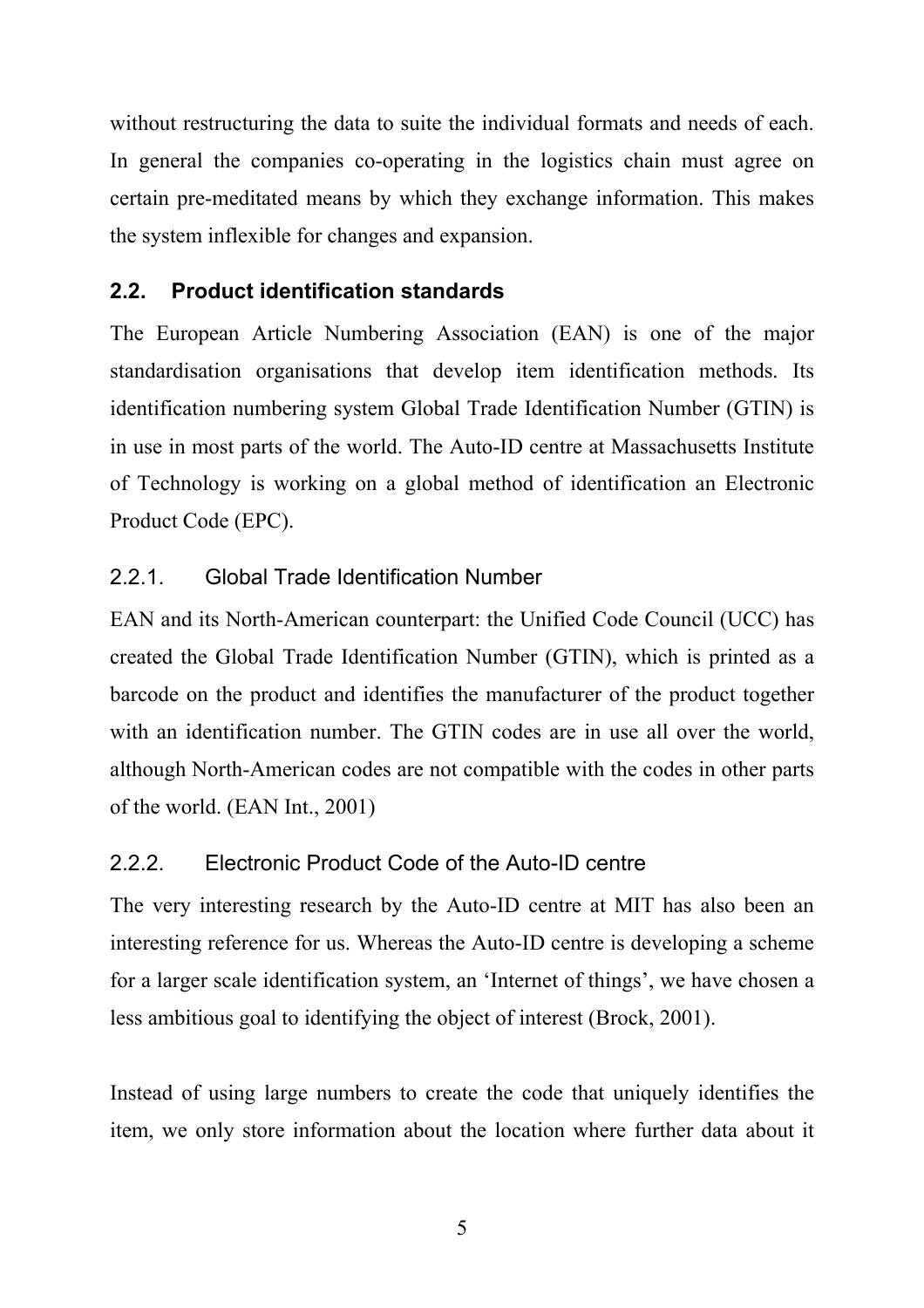without restructuring the data to suite the individual formats and needs of each. In general the companies co-operating in the logistics chain must agree on certain pre-meditated means by which they exchange information. This makes the system inflexible for changes and expansion.

## 2.2. Product identification standards

The European Article Numbering Association (EAN) is one of the major standardisation organisations that develop item identification methods. Its identification numbering system Global Trade Identification Number (GTIN) is in use in most parts of the world. The Auto-ID centre at Massachusetts Institute of Technology is working on a global method of identification an Electronic Product Code (EPC).

### 2.2.1. Global Trade Identification Number

EAN and its North-American counterpart: the Unified Code Council (UCC) has created the Global Trade Identification Number (GTIN), which is printed as a barcode on the product and identifies the manufacturer of the product together with an identification number. The GTIN codes are in use all over the world, although North-American codes are not compatible with the codes in other parts of the world. (EAN Int., 2001)

### 2.2.2. Electronic Product Code of the Auto-ID centre

The very interesting research by the Auto-ID centre at MIT has also been an interesting reference for us. Whereas the Auto-ID centre is developing a scheme for a larger scale identification system, an 'Internet of things', we have chosen a less ambitious goal to identifying the object of interest (Brock, 2001).

Instead of using large numbers to create the code that uniquely identifies the item, we only store information about the location where further data about it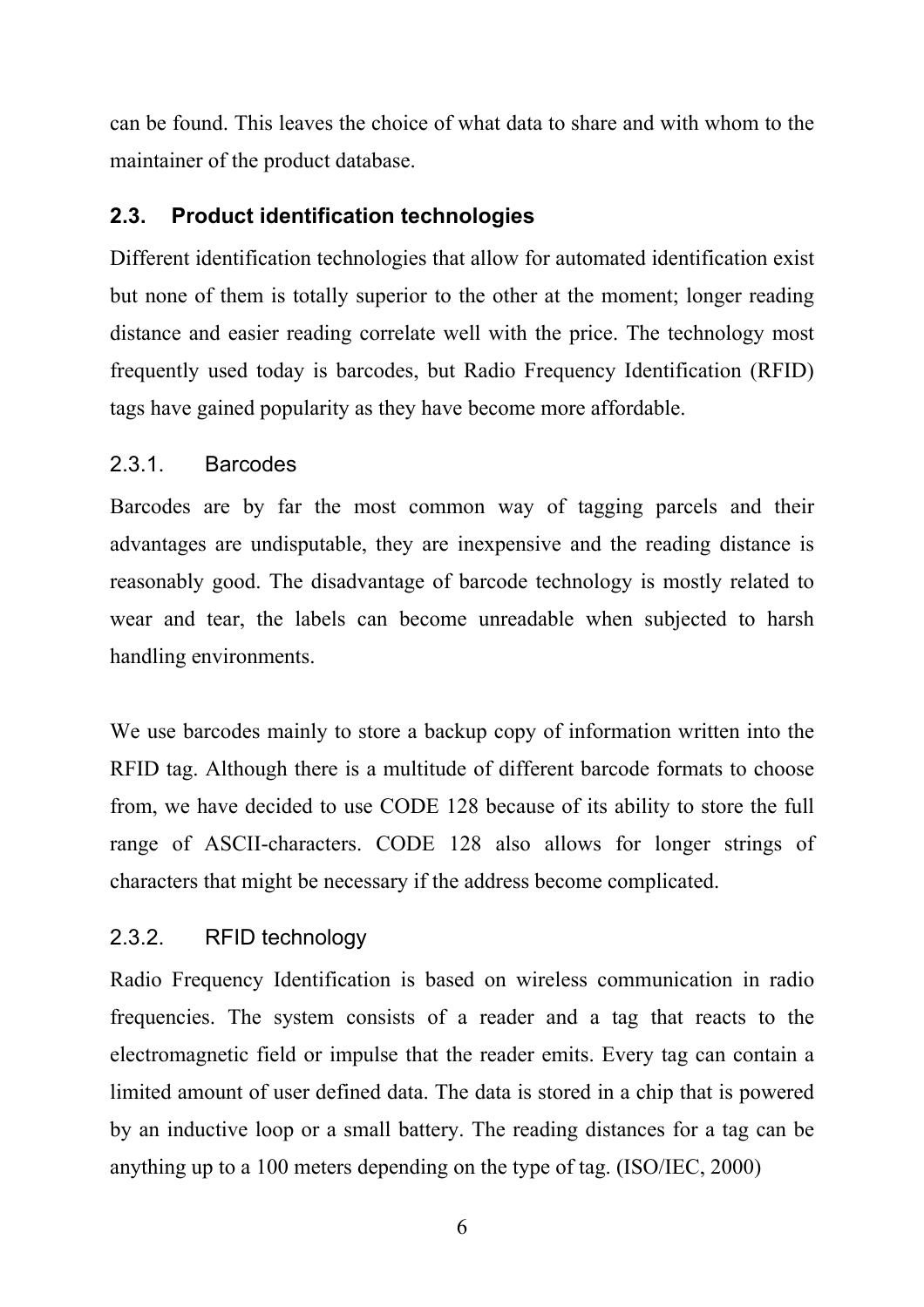can be found. This leaves the choice of what data to share and with whom to the maintainer of the product database.

## 2.3. Product identification technologies

Different identification technologies that allow for automated identification exist but none of them is totally superior to the other at the moment; longer reading distance and easier reading correlate well with the price. The technology most frequently used today is barcodes, but Radio Frequency Identification (RFID) tags have gained popularity as they have become more affordable.

### 2.3.1. Barcodes

Barcodes are by far the most common way of tagging parcels and their advantages are undisputable, they are inexpensive and the reading distance is reasonably good. The disadvantage of barcode technology is mostly related to wear and tear, the labels can become unreadable when subjected to harsh handling environments.

We use barcodes mainly to store a backup copy of information written into the RFID tag. Although there is a multitude of different barcode formats to choose from, we have decided to use CODE 128 because of its ability to store the full range of ASCII-characters. CODE 128 also allows for longer strings of characters that might be necessary if the address become complicated.

### 2.3.2. RFID technology

Radio Frequency Identification is based on wireless communication in radio frequencies. The system consists of a reader and a tag that reacts to the electromagnetic field or impulse that the reader emits. Every tag can contain a limited amount of user defined data. The data is stored in a chip that is powered by an inductive loop or a small battery. The reading distances for a tag can be anything up to a 100 meters depending on the type of tag. (ISO/IEC, 2000)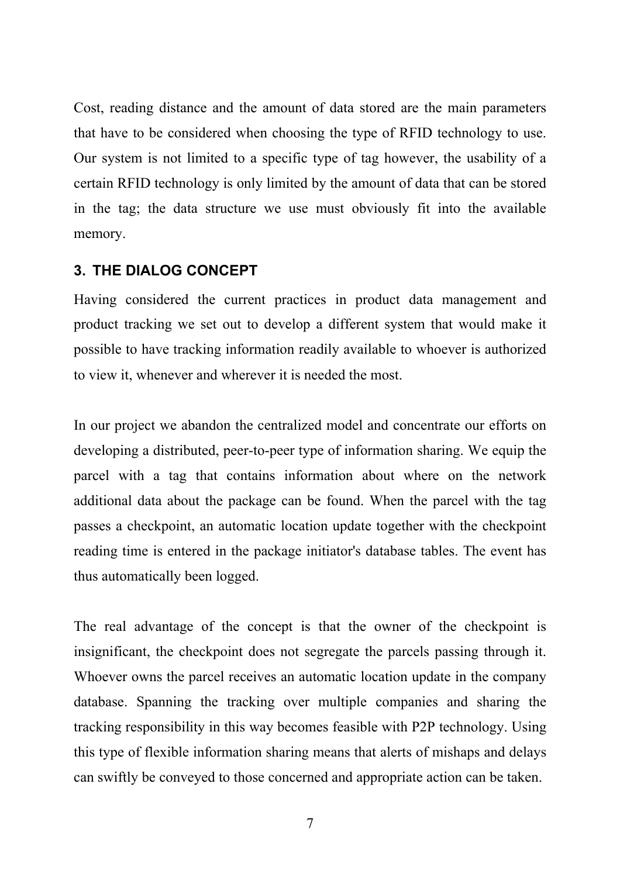Cost, reading distance and the amount of data stored are the main parameters that have to be considered when choosing the type of RFID technology to use. Our system is not limited to a specific type of tag however, the usability of a certain RFID technology is only limited by the amount of data that can be stored in the tag; the data structure we use must obviously fit into the available memory.

## 3. THE DIALOG CONCEPT

Having considered the current practices in product data management and product tracking we set out to develop a different system that would make it possible to have tracking information readily available to whoever is authorized to view it, whenever and wherever it is needed the most.

In our project we abandon the centralized model and concentrate our efforts on developing a distributed, peer-to-peer type of information sharing. We equip the parcel with a tag that contains information about where on the network additional data about the package can be found. When the parcel with the tag passes a checkpoint, an automatic location update together with the checkpoint reading time is entered in the package initiator's database tables. The event has thus automatically been logged.

The real advantage of the concept is that the owner of the checkpoint is insignificant, the checkpoint does not segregate the parcels passing through it. Whoever owns the parcel receives an automatic location update in the company database. Spanning the tracking over multiple companies and sharing the tracking responsibility in this way becomes feasible with P2P technology. Using this type of flexible information sharing means that alerts of mishaps and delays can swiftly be conveyed to those concerned and appropriate action can be taken.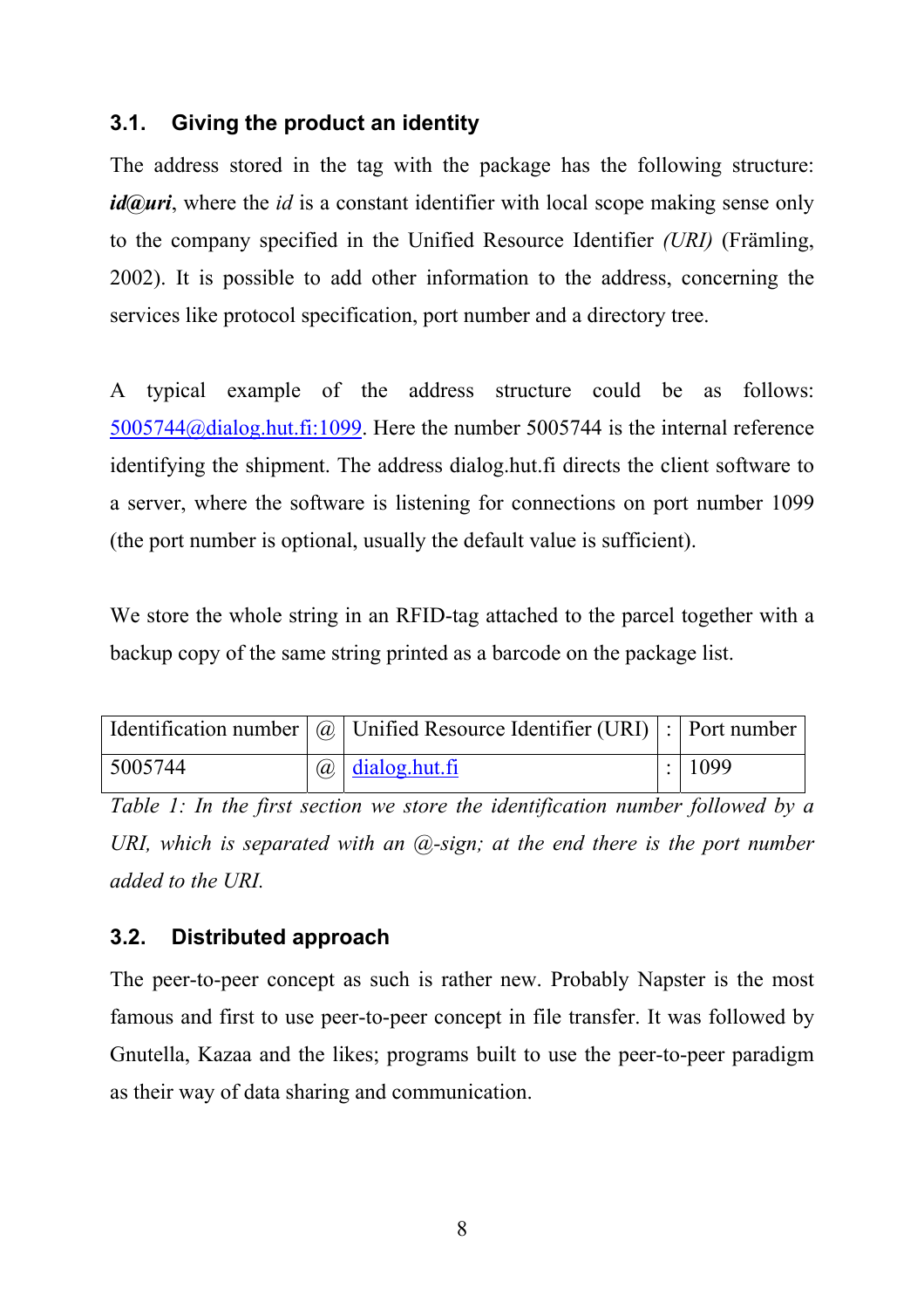### 3.1. Giving the product an identity

The address stored in the tag with the package has the following structure: ***id@uri***, where the *id* is a constant identifier with local scope making sense only to the company specified in the Unified Resource Identifier *(URI)* (Främling, 2002). It is possible to add other information to the address, concerning the services like protocol specification, port number and a directory tree.

A typical example of the address structure could be as follows: 5005744@dialog.hut.fi:1099. Here the number 5005744 is the internal reference identifying the shipment. The address dialog.hut.fi directs the client software to a server, where the software is listening for connections on port number 1099 (the port number is optional, usually the default value is sufficient).

We store the whole string in an RFID-tag attached to the parcel together with a backup copy of the same string printed as a barcode on the package list.

| Identification number | @ | Unified Resource Identifier (URI) | : | Port number |
|---|---|---|---|---|
| 5005744 | @ | dialog.hut.fi | : | 1099 |

*Table 1: In the first section we store the identification number followed by a URI, which is separated with an @-sign; at the end there is the port number added to the URI.*

### 3.2. Distributed approach

The peer-to-peer concept as such is rather new. Probably Napster is the most famous and first to use peer-to-peer concept in file transfer. It was followed by Gnutella, Kazaa and the likes; programs built to use the peer-to-peer paradigm as their way of data sharing and communication.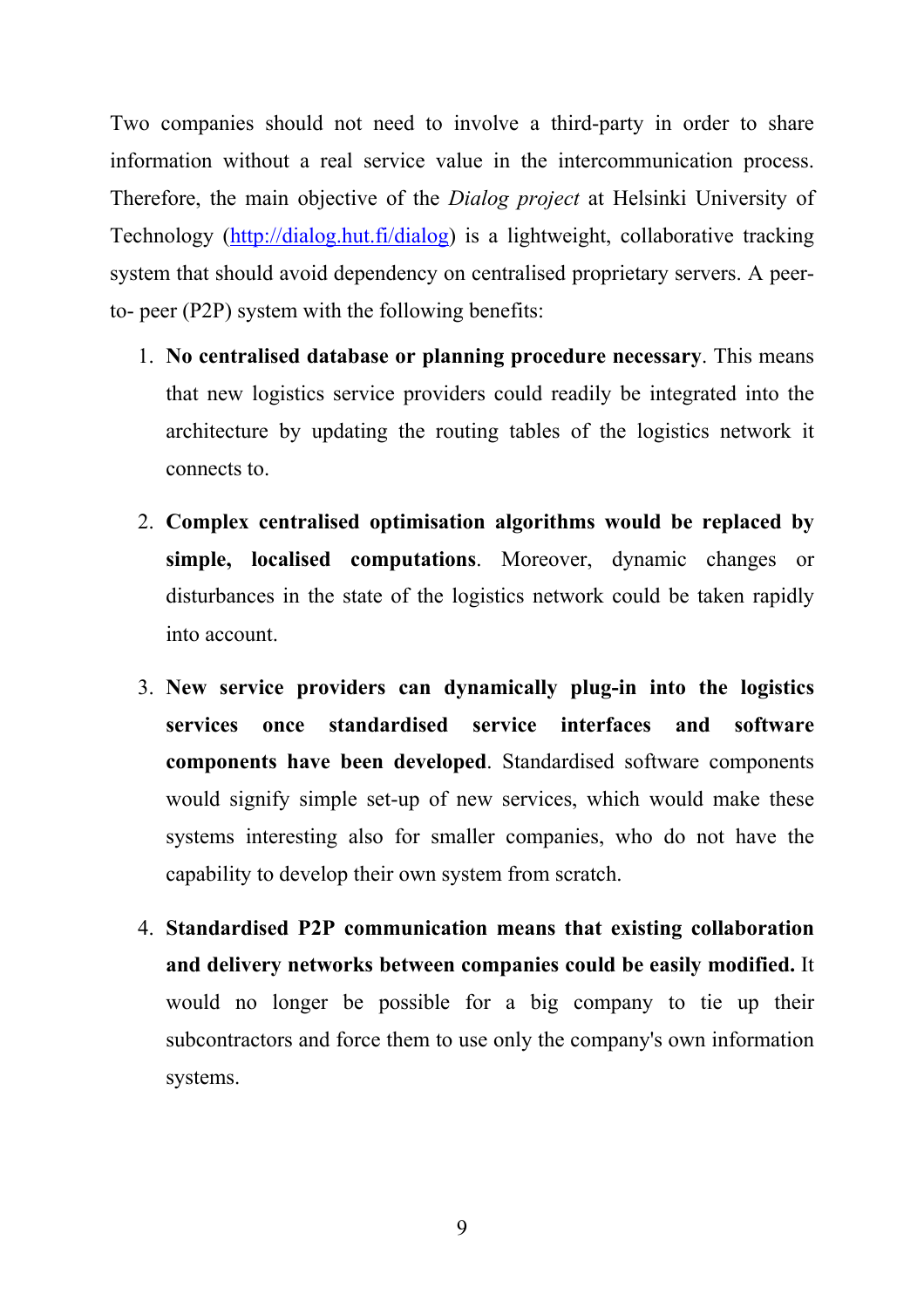Two companies should not need to involve a third-party in order to share information without a real service value in the intercommunication process. Therefore, the main objective of the *Dialog project* at Helsinki University of Technology ([http://dialog.hut.fi/dialog](http://dialog.hut.fi/dialog)) is a lightweight, collaborative tracking system that should avoid dependency on centralised proprietary servers. A peer-to- peer (P2P) system with the following benefits:

1. **No centralised database or planning procedure necessary**. This means that new logistics service providers could readily be integrated into the architecture by updating the routing tables of the logistics network it connects to.

2. **Complex centralised optimisation algorithms would be replaced by simple, localised computations**. Moreover, dynamic changes or disturbances in the state of the logistics network could be taken rapidly into account.

3. **New service providers can dynamically plug-in into the logistics services once standardised service interfaces and software components have been developed**. Standardised software components would signify simple set-up of new services, which would make these systems interesting also for smaller companies, who do not have the capability to develop their own system from scratch.

4. **Standardised P2P communication means that existing collaboration and delivery networks between companies could be easily modified.** It would no longer be possible for a big company to tie up their subcontractors and force them to use only the company's own information systems.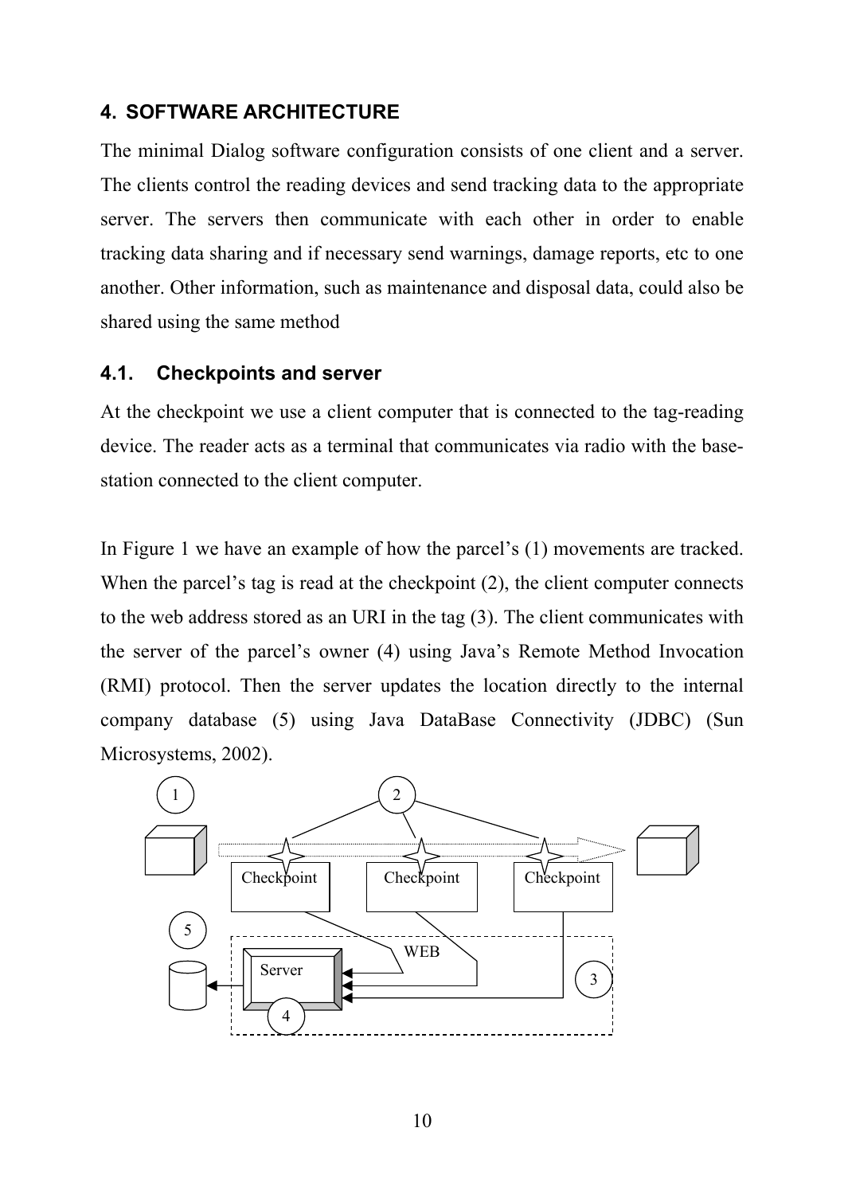## 4. SOFTWARE ARCHITECTURE

The minimal Dialog software configuration consists of one client and a server. The clients control the reading devices and send tracking data to the appropriate server. The servers then communicate with each other in order to enable tracking data sharing and if necessary send warnings, damage reports, etc to one another. Other information, such as maintenance and disposal data, could also be shared using the same method

### 4.1. Checkpoints and server

At the checkpoint we use a client computer that is connected to the tag-reading device. The reader acts as a terminal that communicates via radio with the base-station connected to the client computer.

In Figure 1 we have an example of how the parcel's (1) movements are tracked. When the parcel's tag is read at the checkpoint (2), the client computer connects to the web address stored as an URI in the tag (3). The client communicates with the server of the parcel's owner (4) using Java's Remote Method Invocation (RMI) protocol. Then the server updates the location directly to the internal company database (5) using Java DataBase Connectivity (JDBC) (Sun Microsystems, 2002).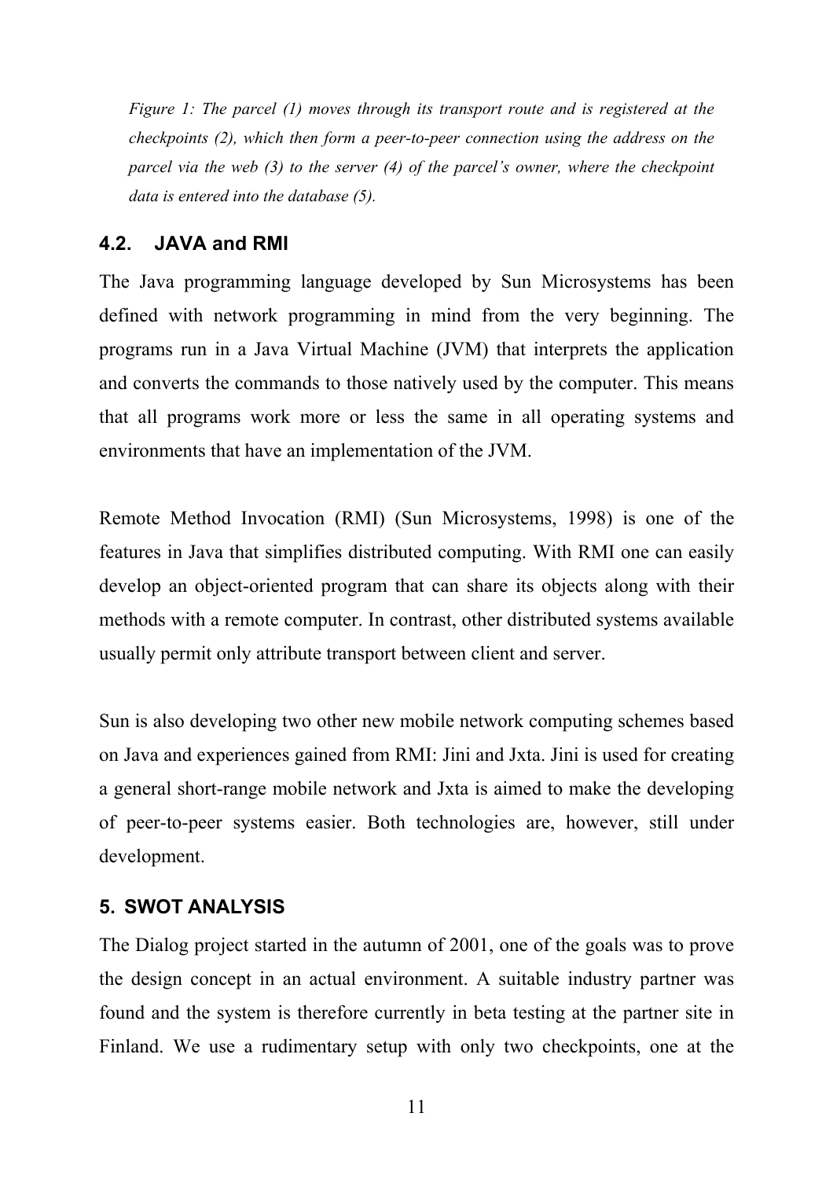*Figure 1: The parcel (1) moves through its transport route and is registered at the checkpoints (2), which then form a peer-to-peer connection using the address on the parcel via the web (3) to the server (4) of the parcel's owner, where the checkpoint data is entered into the database (5).*

### 4.2. JAVA and RMI

The Java programming language developed by Sun Microsystems has been defined with network programming in mind from the very beginning. The programs run in a Java Virtual Machine (JVM) that interprets the application and converts the commands to those natively used by the computer. This means that all programs work more or less the same in all operating systems and environments that have an implementation of the JVM.

Remote Method Invocation (RMI) (Sun Microsystems, 1998) is one of the features in Java that simplifies distributed computing. With RMI one can easily develop an object-oriented program that can share its objects along with their methods with a remote computer. In contrast, other distributed systems available usually permit only attribute transport between client and server.

Sun is also developing two other new mobile network computing schemes based on Java and experiences gained from RMI: Jini and Jxta. Jini is used for creating a general short-range mobile network and Jxta is aimed to make the developing of peer-to-peer systems easier. Both technologies are, however, still under development.

## 5. SWOT ANALYSIS

The Dialog project started in the autumn of 2001, one of the goals was to prove the design concept in an actual environment. A suitable industry partner was found and the system is therefore currently in beta testing at the partner site in Finland. We use a rudimentary setup with only two checkpoints, one at the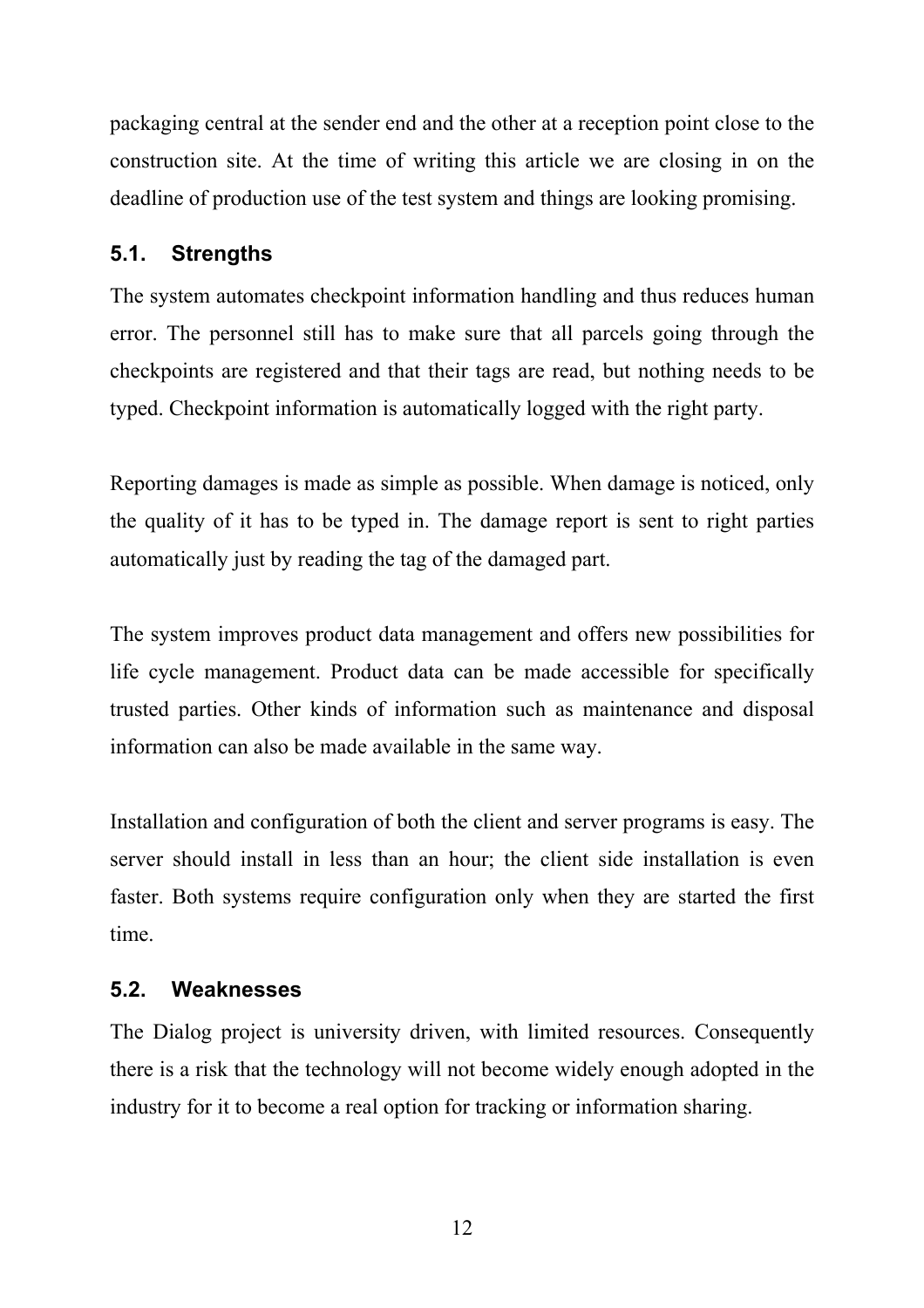packaging central at the sender end and the other at a reception point close to the construction site. At the time of writing this article we are closing in on the deadline of production use of the test system and things are looking promising.

### 5.1. Strengths

The system automates checkpoint information handling and thus reduces human error. The personnel still has to make sure that all parcels going through the checkpoints are registered and that their tags are read, but nothing needs to be typed. Checkpoint information is automatically logged with the right party.

Reporting damages is made as simple as possible. When damage is noticed, only the quality of it has to be typed in. The damage report is sent to right parties automatically just by reading the tag of the damaged part.

The system improves product data management and offers new possibilities for life cycle management. Product data can be made accessible for specifically trusted parties. Other kinds of information such as maintenance and disposal information can also be made available in the same way.

Installation and configuration of both the client and server programs is easy. The server should install in less than an hour; the client side installation is even faster. Both systems require configuration only when they are started the first time.

### 5.2. Weaknesses

The Dialog project is university driven, with limited resources. Consequently there is a risk that the technology will not become widely enough adopted in the industry for it to become a real option for tracking or information sharing.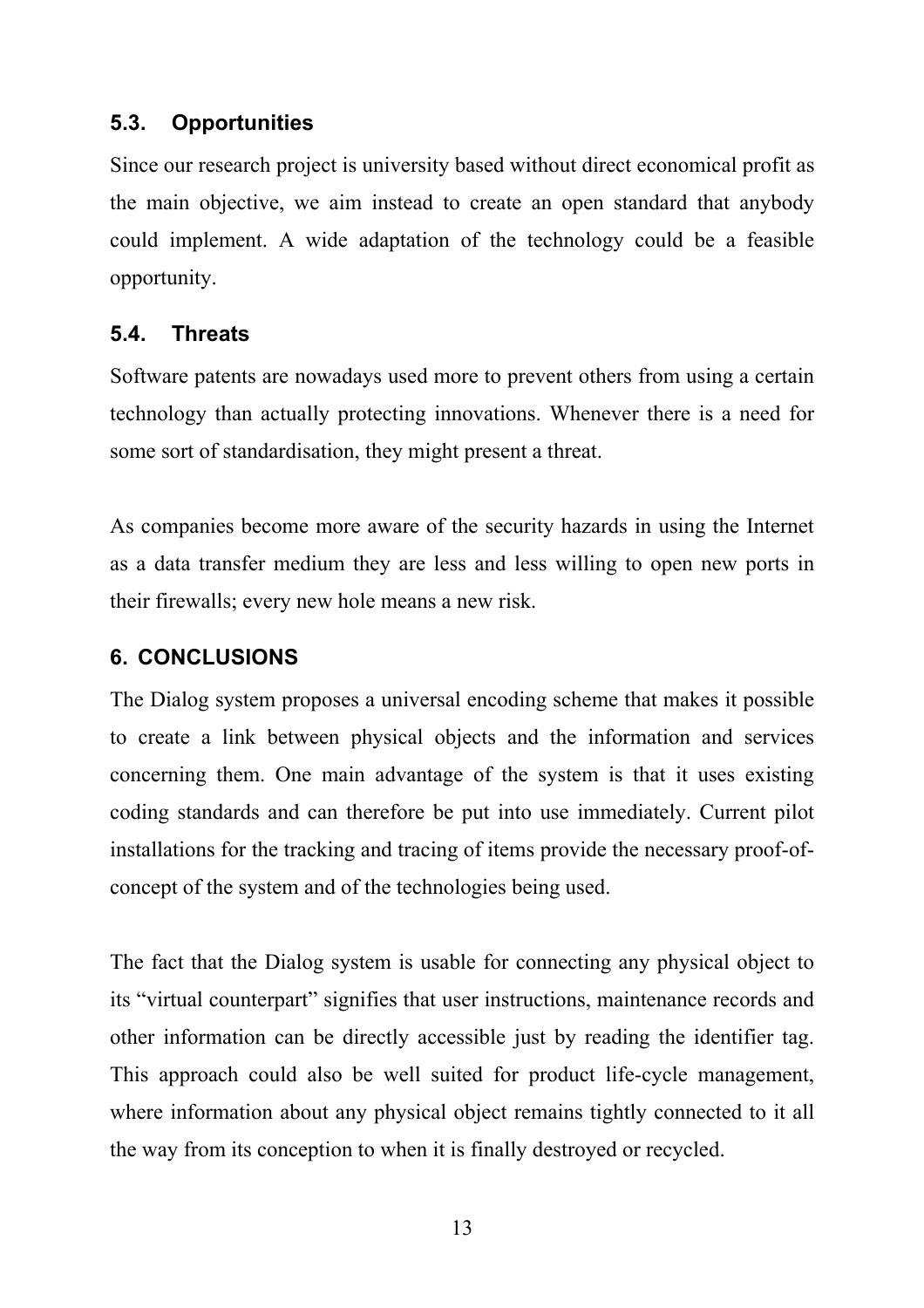### 5.3. Opportunities

Since our research project is university based without direct economical profit as the main objective, we aim instead to create an open standard that anybody could implement. A wide adaptation of the technology could be a feasible opportunity.

### 5.4. Threats

Software patents are nowadays used more to prevent others from using a certain technology than actually protecting innovations. Whenever there is a need for some sort of standardisation, they might present a threat.

As companies become more aware of the security hazards in using the Internet as a data transfer medium they are less and less willing to open new ports in their firewalls; every new hole means a new risk.

## 6. CONCLUSIONS

The Dialog system proposes a universal encoding scheme that makes it possible to create a link between physical objects and the information and services concerning them. One main advantage of the system is that it uses existing coding standards and can therefore be put into use immediately. Current pilot installations for the tracking and tracing of items provide the necessary proof-of-concept of the system and of the technologies being used.

The fact that the Dialog system is usable for connecting any physical object to its "virtual counterpart" signifies that user instructions, maintenance records and other information can be directly accessible just by reading the identifier tag. This approach could also be well suited for product life-cycle management, where information about any physical object remains tightly connected to it all the way from its conception to when it is finally destroyed or recycled.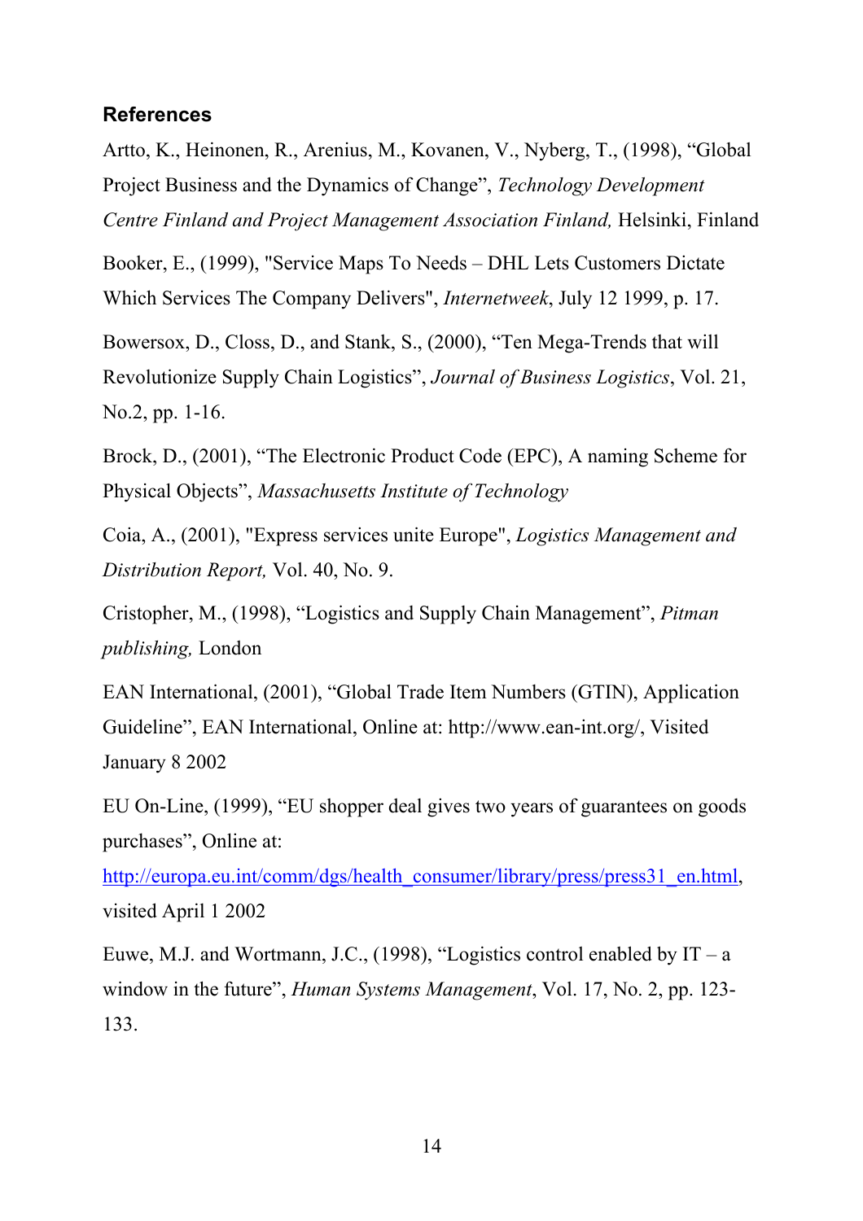### References

Artto, K., Heinonen, R., Arenius, M., Kovanen, V., Nyberg, T., (1998), "Global Project Business and the Dynamics of Change", *Technology Development Centre Finland and Project Management Association Finland,* Helsinki, Finland

Booker, E., (1999), "Service Maps To Needs – DHL Lets Customers Dictate Which Services The Company Delivers", *Internetweek*, July 12 1999, p. 17.

Bowersox, D., Closs, D., and Stank, S., (2000), "Ten Mega-Trends that will Revolutionize Supply Chain Logistics", *Journal of Business Logistics*, Vol. 21, No.2, pp. 1-16.

Brock, D., (2001), "The Electronic Product Code (EPC), A naming Scheme for Physical Objects", *Massachusetts Institute of Technology*

Coia, A., (2001), "Express services unite Europe", *Logistics Management and Distribution Report,* Vol. 40, No. 9.

Cristopher, M., (1998), "Logistics and Supply Chain Management", *Pitman publishing,* London

EAN International, (2001), "Global Trade Item Numbers (GTIN), Application Guideline", EAN International, Online at: http://www.ean-int.org/, Visited January 8 2002

EU On-Line, (1999), "EU shopper deal gives two years of guarantees on goods purchases", Online at: http://europa.eu.int/comm/dgs/health_consumer/library/press/press31_en.html, visited April 1 2002

Euwe, M.J. and Wortmann, J.C., (1998), "Logistics control enabled by IT – a window in the future", *Human Systems Management*, Vol. 17, No. 2, pp. 123-133.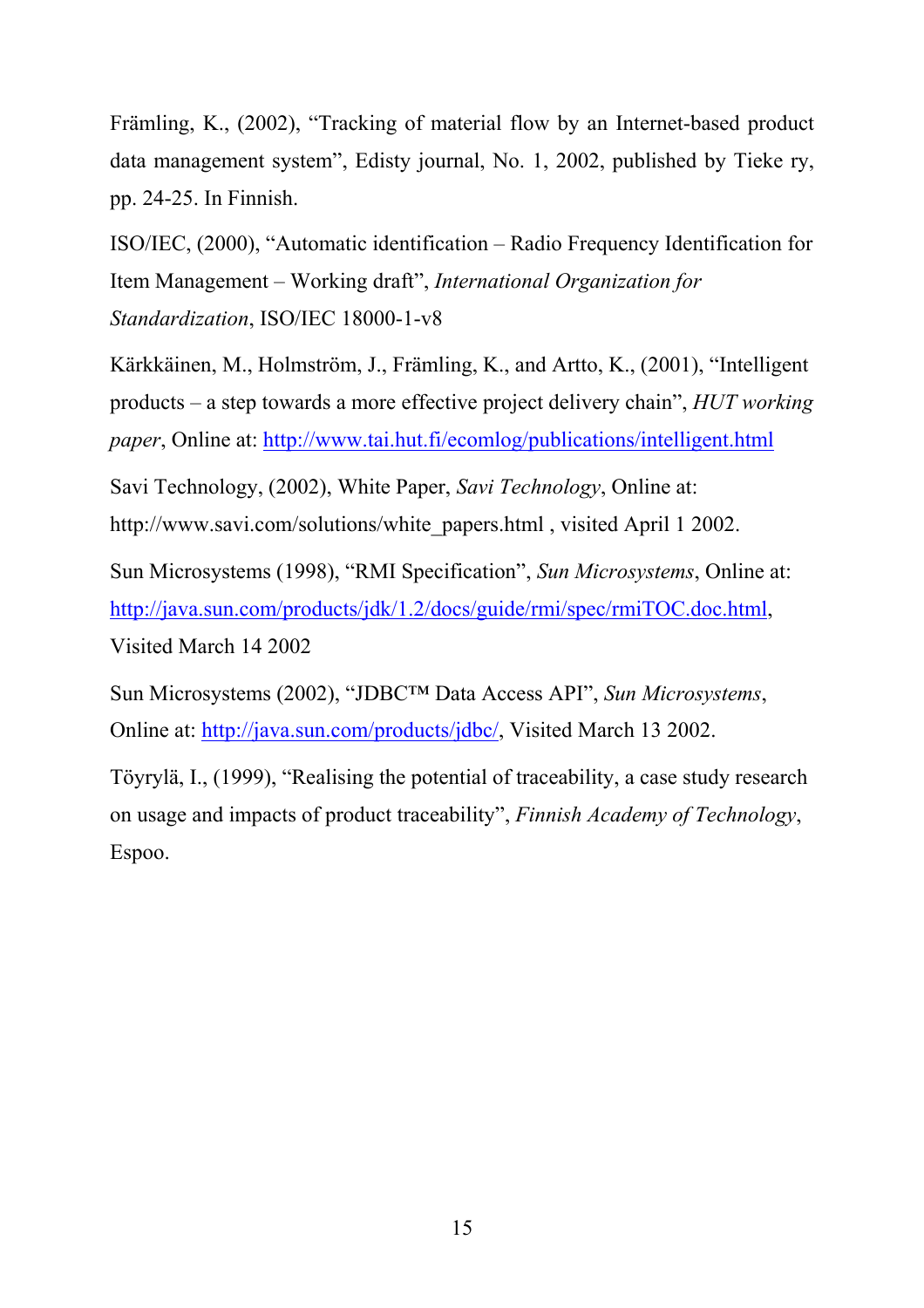Främling, K., (2002), “Tracking of material flow by an Internet-based product data management system”, Edisty journal, No. 1, 2002, published by Tieke ry, pp. 24-25. In Finnish.

ISO/IEC, (2000), “Automatic identification – Radio Frequency Identification for Item Management – Working draft”, *International Organization for Standardization*, ISO/IEC 18000-1-v8

Kärkkäinen, M., Holmström, J., Främling, K., and Artto, K., (2001), “Intelligent products – a step towards a more effective project delivery chain”, *HUT working paper*, Online at: http://www.tai.hut.fi/ecomlog/publications/intelligent.html

Savi Technology, (2002), White Paper, *Savi Technology*, Online at: http://www.savi.com/solutions/white_papers.html , visited April 1 2002.

Sun Microsystems (1998), “RMI Specification”, *Sun Microsystems*, Online at: http://java.sun.com/products/jdk/1.2/docs/guide/rmi/spec/rmiTOC.doc.html, Visited March 14 2002

Sun Microsystems (2002), “JDBC™ Data Access API”, *Sun Microsystems*, Online at: http://java.sun.com/products/jdbc/, Visited March 13 2002.

Töyrylä, I., (1999), “Realising the potential of traceability, a case study research on usage and impacts of product traceability”, *Finnish Academy of Technology*, Espoo.